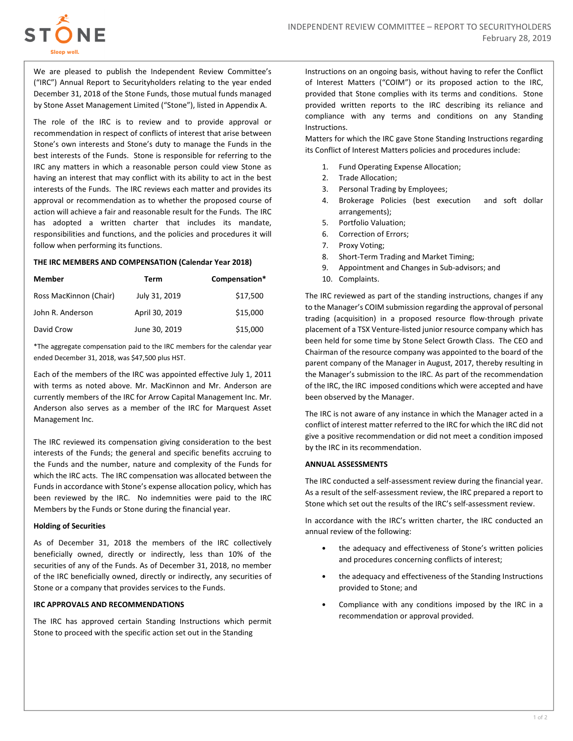STONE

Sleep well.

# INDEPENDENT REVIEW COMMITTEE – REPORT TO SECURITYHOLDERS

February 28, 2019

We are pleased to publish the Independent Review Committee's ("IRC") Annual Report to Securityholders relating to the year ended December 31, 2018 of the Stone Funds, those mutual funds managed by Stone Asset Management Limited ("Stone"), listed in Appendix A.

The role of the IRC is to review and to provide approval or recommendation in respect of conflicts of interest that arise between Stone's own interests and Stone's duty to manage the Funds in the best interests of the Funds. Stone is responsible for referring to the IRC any matters in which a reasonable person could view Stone as having an interest that may conflict with its ability to act in the best interests of the Funds. The IRC reviews each matter and provides its approval or recommendation as to whether the proposed course of action will achieve a fair and reasonable result for the Funds. The IRC has adopted a written charter that includes its mandate, responsibilities and functions, and the policies and procedures it will follow when performing its functions.

**THE IRC MEMBERS AND COMPENSATION (Calendar Year 2018)**

| Member | Term | Compensation* |
|---|---|---|
| Ross MacKinnon (Chair) | July 31, 2019 | $17,500 |
| John R. Anderson | April 30, 2019 | $15,000 |
| David Crow | June 30, 2019 | $15,000 |

*The aggregate compensation paid to the IRC members for the calendar year ended December 31, 2018, was $47,500 plus HST.

Each of the members of the IRC was appointed effective July 1, 2011 with terms as noted above. Mr. MacKinnon and Mr. Anderson are currently members of the IRC for Arrow Capital Management Inc. Mr. Anderson also serves as a member of the IRC for Marquest Asset Management Inc.

The IRC reviewed its compensation giving consideration to the best interests of the Funds; the general and specific benefits accruing to the Funds and the number, nature and complexity of the Funds for which the IRC acts. The IRC compensation was allocated between the Funds in accordance with Stone's expense allocation policy, which has been reviewed by the IRC. No indemnities were paid to the IRC Members by the Funds or Stone during the financial year.

**Holding of Securities**

As of December 31, 2018 the members of the IRC collectively beneficially owned, directly or indirectly, less than 10% of the securities of any of the Funds. As of December 31, 2018, no member of the IRC beneficially owned, directly or indirectly, any securities of Stone or a company that provides services to the Funds.

**IRC APPROVALS AND RECOMMENDATIONS**

The IRC has approved certain Standing Instructions which permit Stone to proceed with the specific action set out in the Standing Instructions on an ongoing basis, without having to refer the Conflict of Interest Matters ("COIM") or its proposed action to the IRC, provided that Stone complies with its terms and conditions. Stone provided written reports to the IRC describing its reliance and compliance with any terms and conditions on any Standing Instructions.

Matters for which the IRC gave Stone Standing Instructions regarding its Conflict of Interest Matters policies and procedures include:

1. Fund Operating Expense Allocation;
2. Trade Allocation;
3. Personal Trading by Employees;
4. Brokerage Policies (best execution and soft dollar arrangements);
5. Portfolio Valuation;
6. Correction of Errors;
7. Proxy Voting;
8. Short-Term Trading and Market Timing;
9. Appointment and Changes in Sub-advisors; and
10. Complaints.

The IRC reviewed as part of the standing instructions, changes if any to the Manager's COIM submission regarding the approval of personal trading (acquisition) in a proposed resource flow-through private placement of a TSX Venture-listed junior resource company which has been held for some time by Stone Select Growth Class. The CEO and Chairman of the resource company was appointed to the board of the parent company of the Manager in August, 2017, thereby resulting in the Manager's submission to the IRC. As part of the recommendation of the IRC, the IRC imposed conditions which were accepted and have been observed by the Manager.

The IRC is not aware of any instance in which the Manager acted in a conflict of interest matter referred to the IRC for which the IRC did not give a positive recommendation or did not meet a condition imposed by the IRC in its recommendation.

**ANNUAL ASSESSMENTS**

The IRC conducted a self-assessment review during the financial year. As a result of the self-assessment review, the IRC prepared a report to Stone which set out the results of the IRC's self-assessment review.

In accordance with the IRC's written charter, the IRC conducted an annual review of the following:

- the adequacy and effectiveness of Stone's written policies and procedures concerning conflicts of interest;
- the adequacy and effectiveness of the Standing Instructions provided to Stone; and
- Compliance with any conditions imposed by the IRC in a recommendation or approval provided.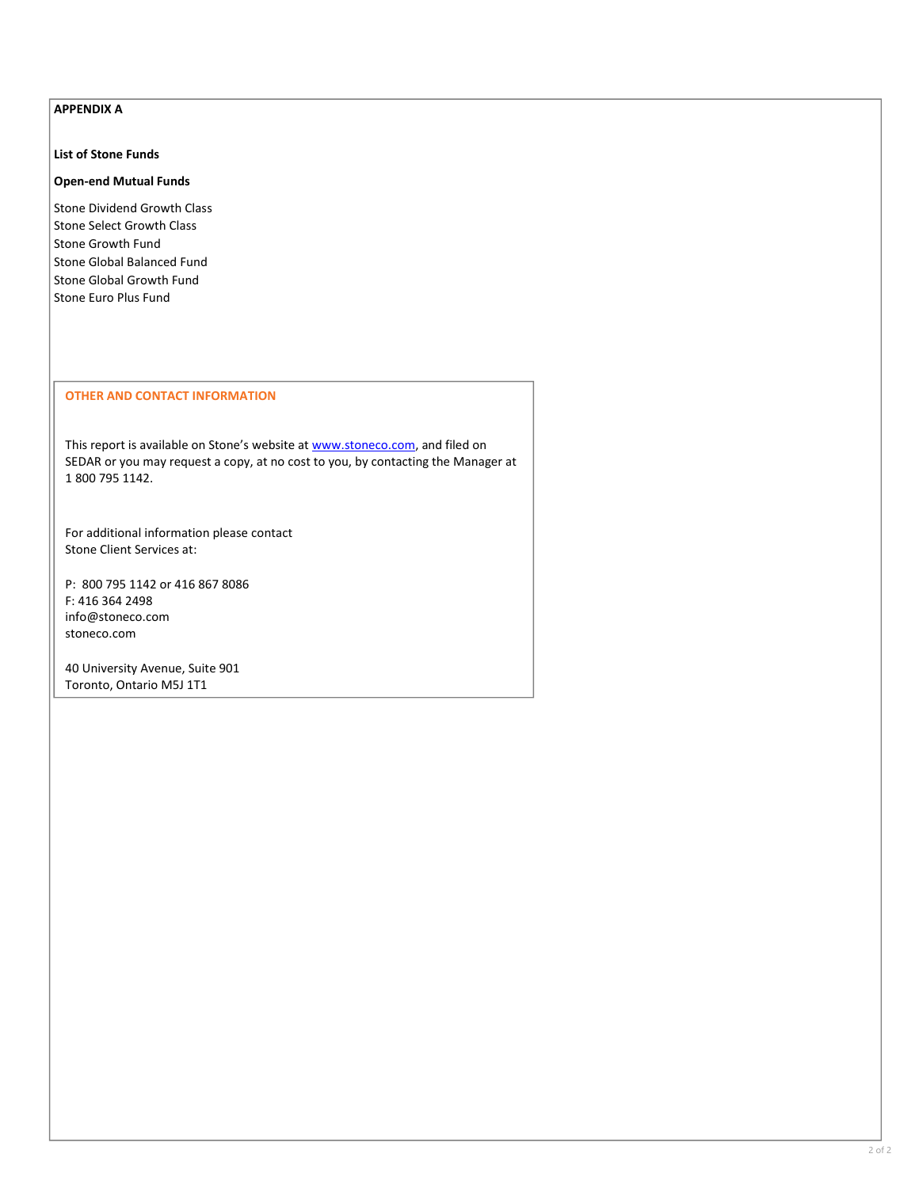## APPENDIX A

### List of Stone Funds

**Open-end Mutual Funds**

Stone Dividend Growth Class
Stone Select Growth Class
Stone Growth Fund
Stone Global Balanced Fund
Stone Global Growth Fund
Stone Euro Plus Fund

### OTHER AND CONTACT INFORMATION

This report is available on Stone's website at www.stoneco.com, and filed on SEDAR or you may request a copy, at no cost to you, by contacting the Manager at 1 800 795 1142.

For additional information please contact
Stone Client Services at:

P: 800 795 1142 or 416 867 8086
F: 416 364 2498
info@stoneco.com
stoneco.com

40 University Avenue, Suite 901
Toronto, Ontario M5J 1T1